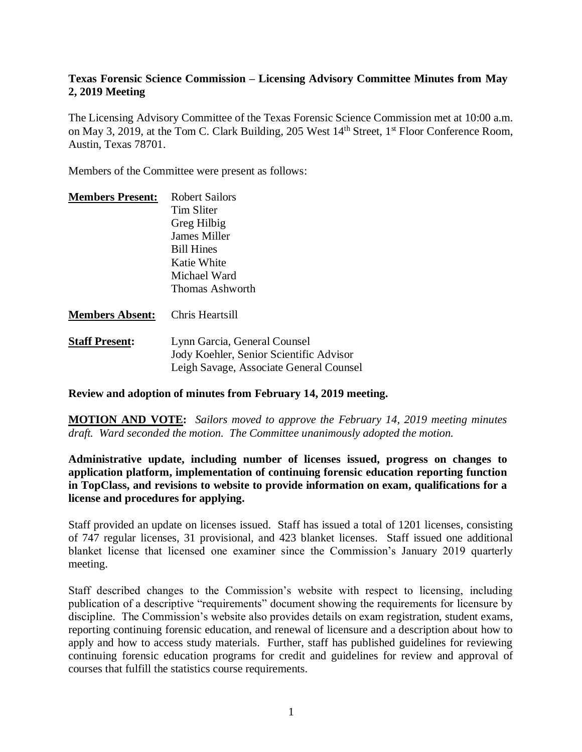**Texas Forensic Science Commission – Licensing Advisory Committee Minutes from May 2, 2019 Meeting**

The Licensing Advisory Committee of the Texas Forensic Science Commission met at 10:00 a.m. on May 3, 2019, at the Tom C. Clark Building, 205 West 14th Street, 1st Floor Conference Room, Austin, Texas 78701.

Members of the Committee were present as follows:

| | |
|---|---|
| **Members Present:** | Robert Sailors<br>Tim Sliter<br>Greg Hilbig<br>James Miller<br>Bill Hines<br>Katie White<br>Michael Ward<br>Thomas Ashworth |
| **Members Absent:** | Chris Heartsill |
| **Staff Present:** | Lynn Garcia, General Counsel<br>Jody Koehler, Senior Scientific Advisor<br>Leigh Savage, Associate General Counsel |

**Review and adoption of minutes from February 14, 2019 meeting.**

**MOTION AND VOTE:** *Sailors moved to approve the February 14, 2019 meeting minutes draft. Ward seconded the motion. The Committee unanimously adopted the motion.*

**Administrative update, including number of licenses issued, progress on changes to application platform, implementation of continuing forensic education reporting function in TopClass, and revisions to website to provide information on exam, qualifications for a license and procedures for applying.**

Staff provided an update on licenses issued. Staff has issued a total of 1201 licenses, consisting of 747 regular licenses, 31 provisional, and 423 blanket licenses. Staff issued one additional blanket license that licensed one examiner since the Commission's January 2019 quarterly meeting.

Staff described changes to the Commission's website with respect to licensing, including publication of a descriptive "requirements" document showing the requirements for licensure by discipline. The Commission's website also provides details on exam registration, student exams, reporting continuing forensic education, and renewal of licensure and a description about how to apply and how to access study materials. Further, staff has published guidelines for reviewing continuing forensic education programs for credit and guidelines for review and approval of courses that fulfill the statistics course requirements.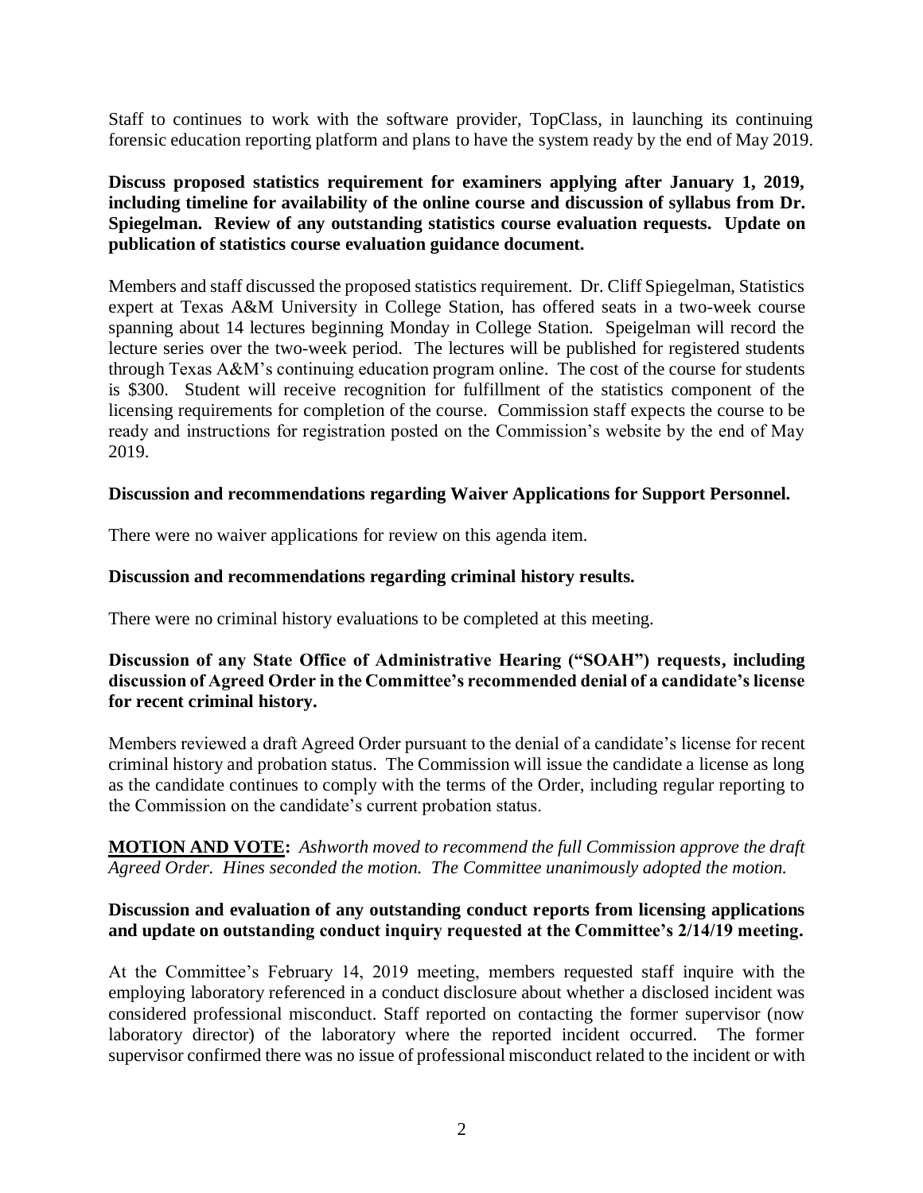Staff to continues to work with the software provider, TopClass, in launching its continuing forensic education reporting platform and plans to have the system ready by the end of May 2019.

**Discuss proposed statistics requirement for examiners applying after January 1, 2019, including timeline for availability of the online course and discussion of syllabus from Dr. Spiegelman. Review of any outstanding statistics course evaluation requests. Update on publication of statistics course evaluation guidance document.**

Members and staff discussed the proposed statistics requirement. Dr. Cliff Spiegelman, Statistics expert at Texas A&M University in College Station, has offered seats in a two-week course spanning about 14 lectures beginning Monday in College Station. Speigelman will record the lecture series over the two-week period. The lectures will be published for registered students through Texas A&M's continuing education program online. The cost of the course for students is $300. Student will receive recognition for fulfillment of the statistics component of the licensing requirements for completion of the course. Commission staff expects the course to be ready and instructions for registration posted on the Commission's website by the end of May 2019.

**Discussion and recommendations regarding Waiver Applications for Support Personnel.**

There were no waiver applications for review on this agenda item.

**Discussion and recommendations regarding criminal history results.**

There were no criminal history evaluations to be completed at this meeting.

**Discussion of any State Office of Administrative Hearing ("SOAH") requests, including discussion of Agreed Order in the Committee's recommended denial of a candidate's license for recent criminal history.**

Members reviewed a draft Agreed Order pursuant to the denial of a candidate's license for recent criminal history and probation status. The Commission will issue the candidate a license as long as the candidate continues to comply with the terms of the Order, including regular reporting to the Commission on the candidate's current probation status.

**MOTION AND VOTE:** *Ashworth moved to recommend the full Commission approve the draft Agreed Order. Hines seconded the motion. The Committee unanimously adopted the motion.*

**Discussion and evaluation of any outstanding conduct reports from licensing applications and update on outstanding conduct inquiry requested at the Committee's 2/14/19 meeting.**

At the Committee's February 14, 2019 meeting, members requested staff inquire with the employing laboratory referenced in a conduct disclosure about whether a disclosed incident was considered professional misconduct. Staff reported on contacting the former supervisor (now laboratory director) of the laboratory where the reported incident occurred. The former supervisor confirmed there was no issue of professional misconduct related to the incident or with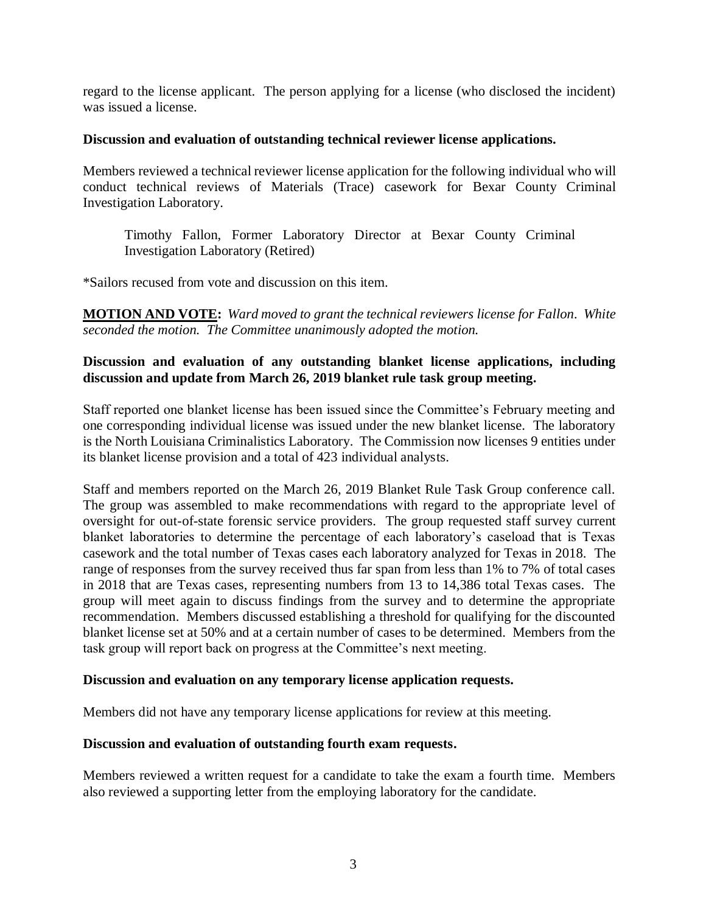regard to the license applicant. The person applying for a license (who disclosed the incident) was issued a license.

**Discussion and evaluation of outstanding technical reviewer license applications.**

Members reviewed a technical reviewer license application for the following individual who will conduct technical reviews of Materials (Trace) casework for Bexar County Criminal Investigation Laboratory.

> Timothy Fallon, Former Laboratory Director at Bexar County Criminal Investigation Laboratory (Retired)

*Sailors recused from vote and discussion on this item.

**MOTION AND VOTE:** *Ward moved to grant the technical reviewers license for Fallon. White seconded the motion. The Committee unanimously adopted the motion.*

**Discussion and evaluation of any outstanding blanket license applications, including discussion and update from March 26, 2019 blanket rule task group meeting.**

Staff reported one blanket license has been issued since the Committee's February meeting and one corresponding individual license was issued under the new blanket license. The laboratory is the North Louisiana Criminalistics Laboratory. The Commission now licenses 9 entities under its blanket license provision and a total of 423 individual analysts.

Staff and members reported on the March 26, 2019 Blanket Rule Task Group conference call. The group was assembled to make recommendations with regard to the appropriate level of oversight for out-of-state forensic service providers. The group requested staff survey current blanket laboratories to determine the percentage of each laboratory's caseload that is Texas casework and the total number of Texas cases each laboratory analyzed for Texas in 2018. The range of responses from the survey received thus far span from less than 1% to 7% of total cases in 2018 that are Texas cases, representing numbers from 13 to 14,386 total Texas cases. The group will meet again to discuss findings from the survey and to determine the appropriate recommendation. Members discussed establishing a threshold for qualifying for the discounted blanket license set at 50% and at a certain number of cases to be determined. Members from the task group will report back on progress at the Committee's next meeting.

**Discussion and evaluation on any temporary license application requests.**

Members did not have any temporary license applications for review at this meeting.

**Discussion and evaluation of outstanding fourth exam requests.**

Members reviewed a written request for a candidate to take the exam a fourth time. Members also reviewed a supporting letter from the employing laboratory for the candidate.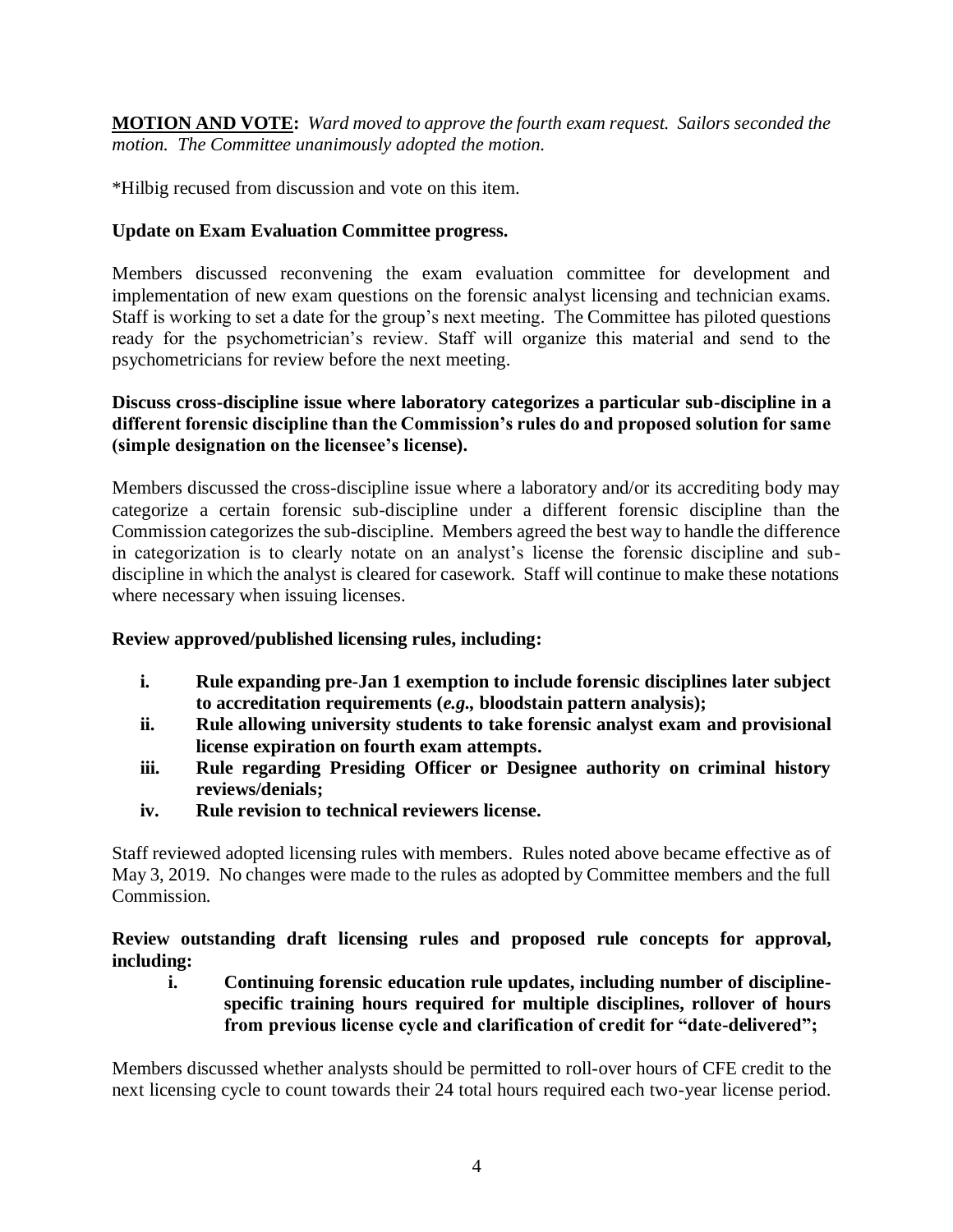**MOTION AND VOTE:** *Ward moved to approve the fourth exam request. Sailors seconded the motion. The Committee unanimously adopted the motion.*

*Hilbig recused from discussion and vote on this item.

**Update on Exam Evaluation Committee progress.**

Members discussed reconvening the exam evaluation committee for development and implementation of new exam questions on the forensic analyst licensing and technician exams. Staff is working to set a date for the group's next meeting. The Committee has piloted questions ready for the psychometrician's review. Staff will organize this material and send to the psychometricians for review before the next meeting.

**Discuss cross-discipline issue where laboratory categorizes a particular sub-discipline in a different forensic discipline than the Commission's rules do and proposed solution for same (simple designation on the licensee's license).**

Members discussed the cross-discipline issue where a laboratory and/or its accrediting body may categorize a certain forensic sub-discipline under a different forensic discipline than the Commission categorizes the sub-discipline. Members agreed the best way to handle the difference in categorization is to clearly notate on an analyst's license the forensic discipline and sub-discipline in which the analyst is cleared for casework. Staff will continue to make these notations where necessary when issuing licenses.

**Review approved/published licensing rules, including:**

- **i. Rule expanding pre-Jan 1 exemption to include forensic disciplines later subject to accreditation requirements (*e.g.,* bloodstain pattern analysis);**
- **ii. Rule allowing university students to take forensic analyst exam and provisional license expiration on fourth exam attempts.**
- **iii. Rule regarding Presiding Officer or Designee authority on criminal history reviews/denials;**
- **iv. Rule revision to technical reviewers license.**

Staff reviewed adopted licensing rules with members. Rules noted above became effective as of May 3, 2019. No changes were made to the rules as adopted by Committee members and the full Commission.

**Review outstanding draft licensing rules and proposed rule concepts for approval, including:**

- **i. Continuing forensic education rule updates, including number of discipline-specific training hours required for multiple disciplines, rollover of hours from previous license cycle and clarification of credit for "date-delivered";**

Members discussed whether analysts should be permitted to roll-over hours of CFE credit to the next licensing cycle to count towards their 24 total hours required each two-year license period.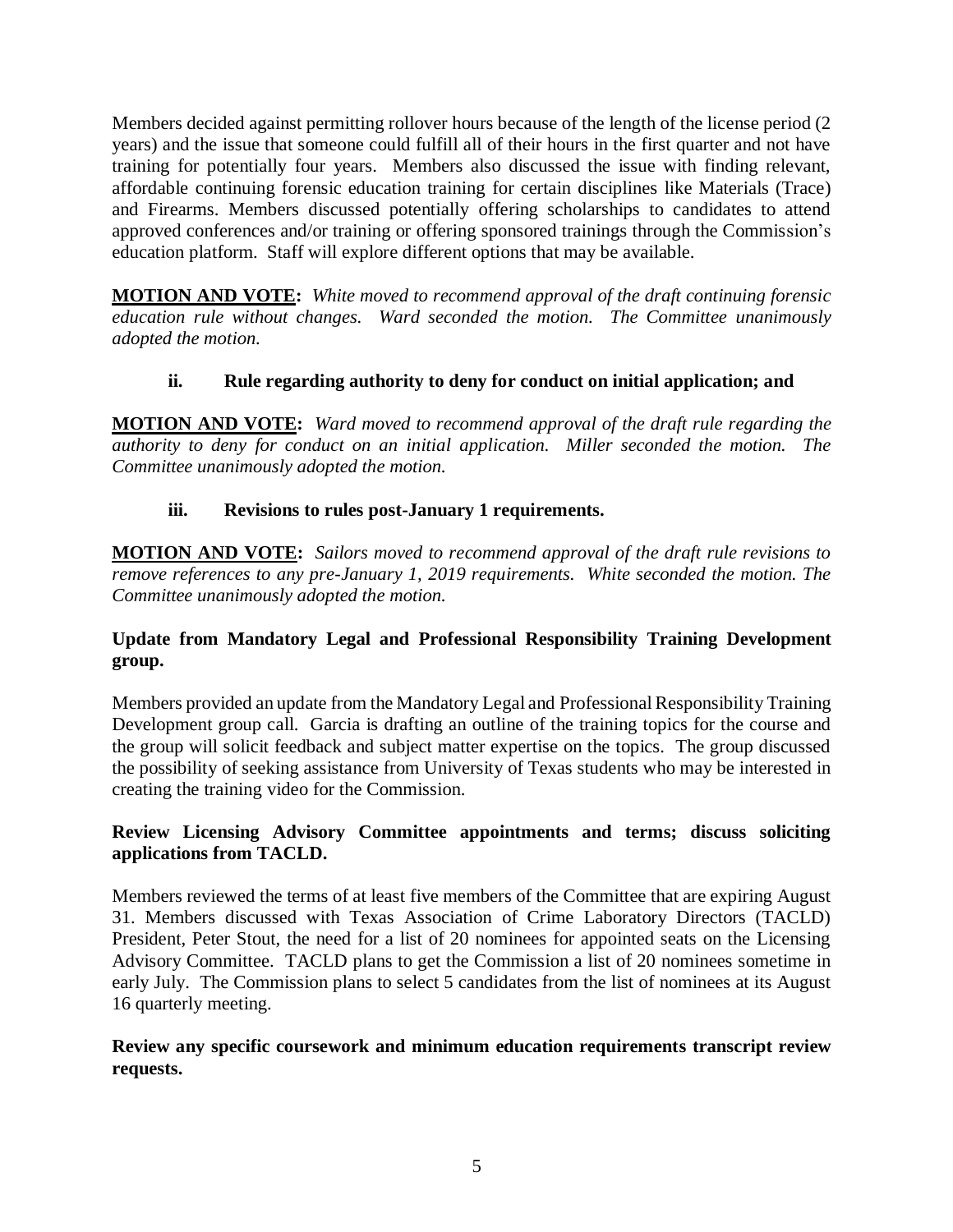Members decided against permitting rollover hours because of the length of the license period (2 years) and the issue that someone could fulfill all of their hours in the first quarter and not have training for potentially four years. Members also discussed the issue with finding relevant, affordable continuing forensic education training for certain disciplines like Materials (Trace) and Firearms. Members discussed potentially offering scholarships to candidates to attend approved conferences and/or training or offering sponsored trainings through the Commission's education platform. Staff will explore different options that may be available.

**MOTION AND VOTE:** *White moved to recommend approval of the draft continuing forensic education rule without changes. Ward seconded the motion. The Committee unanimously adopted the motion.*

**ii. Rule regarding authority to deny for conduct on initial application; and**

**MOTION AND VOTE:** *Ward moved to recommend approval of the draft rule regarding the authority to deny for conduct on an initial application. Miller seconded the motion. The Committee unanimously adopted the motion.*

**iii. Revisions to rules post-January 1 requirements.**

**MOTION AND VOTE:** *Sailors moved to recommend approval of the draft rule revisions to remove references to any pre-January 1, 2019 requirements. White seconded the motion. The Committee unanimously adopted the motion.*

**Update from Mandatory Legal and Professional Responsibility Training Development group.**

Members provided an update from the Mandatory Legal and Professional Responsibility Training Development group call. Garcia is drafting an outline of the training topics for the course and the group will solicit feedback and subject matter expertise on the topics. The group discussed the possibility of seeking assistance from University of Texas students who may be interested in creating the training video for the Commission.

**Review Licensing Advisory Committee appointments and terms; discuss soliciting applications from TACLD.**

Members reviewed the terms of at least five members of the Committee that are expiring August 31. Members discussed with Texas Association of Crime Laboratory Directors (TACLD) President, Peter Stout, the need for a list of 20 nominees for appointed seats on the Licensing Advisory Committee. TACLD plans to get the Commission a list of 20 nominees sometime in early July. The Commission plans to select 5 candidates from the list of nominees at its August 16 quarterly meeting.

**Review any specific coursework and minimum education requirements transcript review requests.**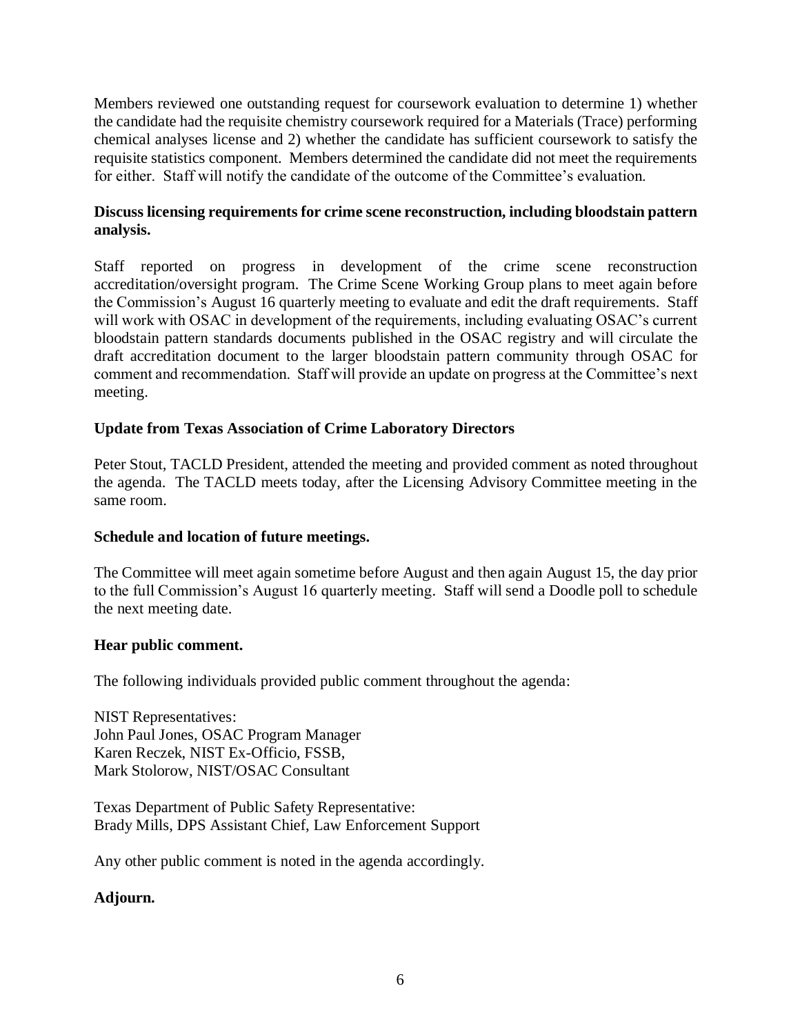Members reviewed one outstanding request for coursework evaluation to determine 1) whether the candidate had the requisite chemistry coursework required for a Materials (Trace) performing chemical analyses license and 2) whether the candidate has sufficient coursework to satisfy the requisite statistics component. Members determined the candidate did not meet the requirements for either. Staff will notify the candidate of the outcome of the Committee's evaluation.

**Discuss licensing requirements for crime scene reconstruction, including bloodstain pattern analysis.**

Staff reported on progress in development of the crime scene reconstruction accreditation/oversight program. The Crime Scene Working Group plans to meet again before the Commission's August 16 quarterly meeting to evaluate and edit the draft requirements. Staff will work with OSAC in development of the requirements, including evaluating OSAC's current bloodstain pattern standards documents published in the OSAC registry and will circulate the draft accreditation document to the larger bloodstain pattern community through OSAC for comment and recommendation. Staff will provide an update on progress at the Committee's next meeting.

**Update from Texas Association of Crime Laboratory Directors**

Peter Stout, TACLD President, attended the meeting and provided comment as noted throughout the agenda. The TACLD meets today, after the Licensing Advisory Committee meeting in the same room.

**Schedule and location of future meetings.**

The Committee will meet again sometime before August and then again August 15, the day prior to the full Commission's August 16 quarterly meeting. Staff will send a Doodle poll to schedule the next meeting date.

**Hear public comment.**

The following individuals provided public comment throughout the agenda:

NIST Representatives:
John Paul Jones, OSAC Program Manager
Karen Reczek, NIST Ex-Officio, FSSB,
Mark Stolorow, NIST/OSAC Consultant

Texas Department of Public Safety Representative:
Brady Mills, DPS Assistant Chief, Law Enforcement Support

Any other public comment is noted in the agenda accordingly.

**Adjourn.**